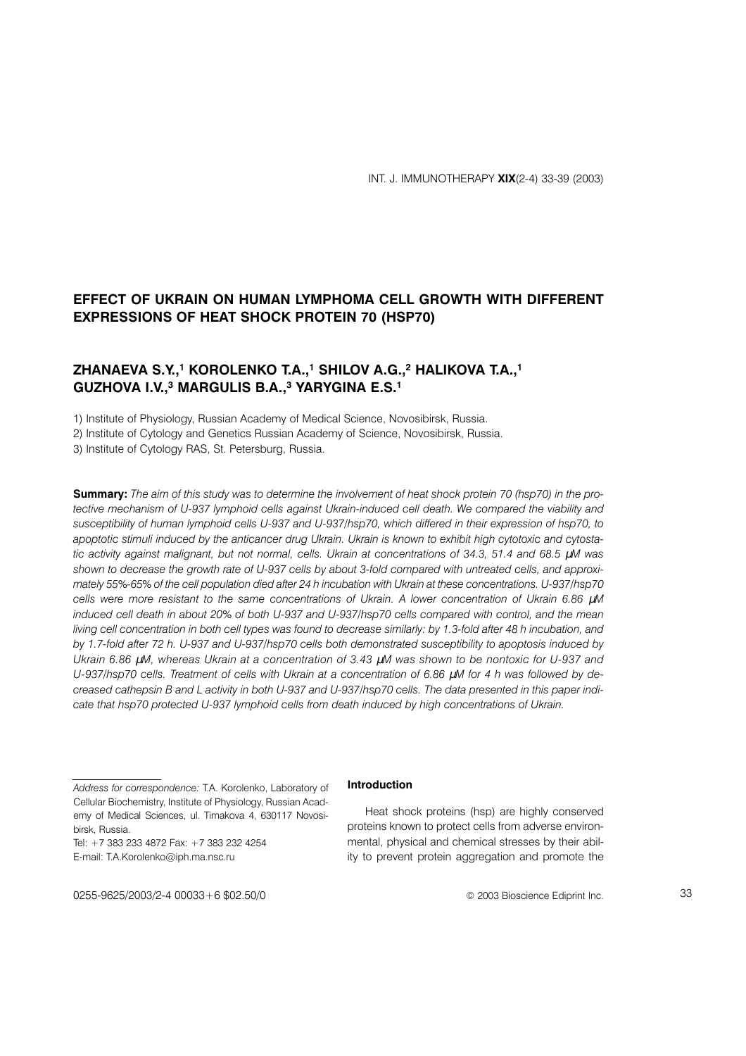# EFFECT OF UKRAIN ON HUMAN LYMPHOMA CELL GROWTH WITH DIFFERENT EXPRESSIONS OF HEAT SHOCK PROTEIN 70 (HSP70)

## ZHANAEVA S.Y.,[1] KOROLENKO T.A.,[1] SHILOV A.G.,[2] HALIKOVA T.A.,[1] GUZHOVA I.V.,[3] MARGULIS B.A.,[3] YARYGINA E.S.[1]

1) Institute of Physiology, Russian Academy of Medical Science, Novosibirsk, Russia.
2) Institute of Cytology and Genetics Russian Academy of Science, Novosibirsk, Russia.
3) Institute of Cytology RAS, St. Petersburg, Russia.

**Summary:** *The aim of this study was to determine the involvement of heat shock protein 70 (hsp70) in the protective mechanism of U-937 lymphoid cells against Ukrain-induced cell death. We compared the viability and susceptibility of human lymphoid cells U-937 and U-937/hsp70, which differed in their expression of hsp70, to apoptotic stimuli induced by the anticancer drug Ukrain. Ukrain is known to exhibit high cytotoxic and cytostatic activity against malignant, but not normal, cells. Ukrain at concentrations of 34.3, 51.4 and 68.5 μM was shown to decrease the growth rate of U-937 cells by about 3-fold compared with untreated cells, and approximately 55%-65% of the cell population died after 24 h incubation with Ukrain at these concentrations. U-937/hsp70 cells were more resistant to the same concentrations of Ukrain. A lower concentration of Ukrain 6.86 μM induced cell death in about 20% of both U-937 and U-937/hsp70 cells compared with control, and the mean living cell concentration in both cell types was found to decrease similarly: by 1.3-fold after 48 h incubation, and by 1.7-fold after 72 h. U-937 and U-937/hsp70 cells both demonstrated susceptibility to apoptosis induced by Ukrain 6.86 μM, whereas Ukrain at a concentration of 3.43 μM was shown to be nontoxic for U-937 and U-937/hsp70 cells. Treatment of cells with Ukrain at a concentration of 6.86 μM for 4 h was followed by decreased cathepsin B and L activity in both U-937 and U-937/hsp70 cells. The data presented in this paper indicate that hsp70 protected U-937 lymphoid cells from death induced by high concentrations of Ukrain.*

---

*Address for correspondence:* T.A. Korolenko, Laboratory of Cellular Biochemistry, Institute of Physiology, Russian Academy of Medical Sciences, ul. Timakova 4, 630117 Novosibirsk, Russia.
Tel: +7 383 233 4872 Fax: +7 383 232 4254
E-mail: T.A.Korolenko@iph.ma.nsc.ru

### Introduction

Heat shock proteins (hsp) are highly conserved proteins known to protect cells from adverse environmental, physical and chemical stresses by their ability to prevent protein aggregation and promote the

0255-9625/2003/2-4 00033+6 $02.50/0 © 2003 Bioscience Ediprint Inc.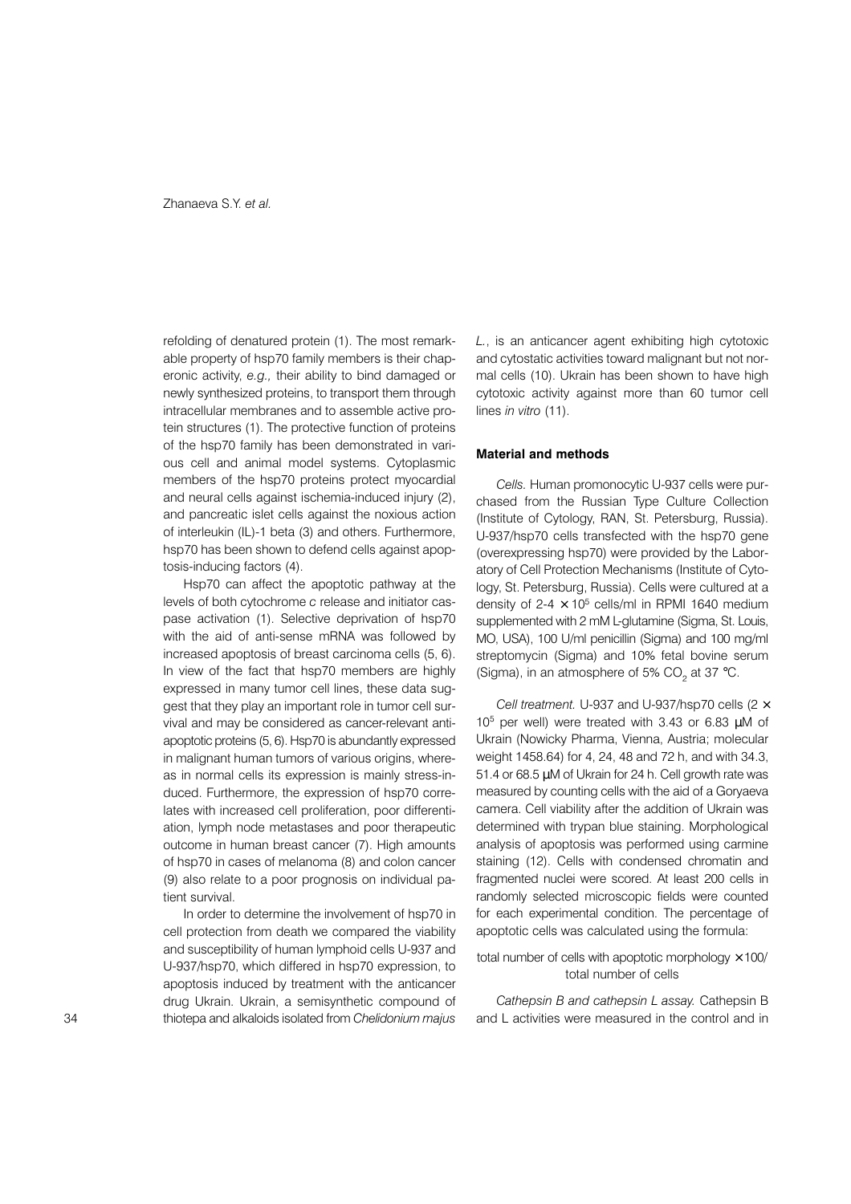refolding of denatured protein (1). The most remarkable property of hsp70 family members is their chaperonic activity, *e.g.,* their ability to bind damaged or newly synthesized proteins, to transport them through intracellular membranes and to assemble active protein structures (1). The protective function of proteins of the hsp70 family has been demonstrated in various cell and animal model systems. Cytoplasmic members of the hsp70 proteins protect myocardial and neural cells against ischemia-induced injury (2), and pancreatic islet cells against the noxious action of interleukin (IL)-1 beta (3) and others. Furthermore, hsp70 has been shown to defend cells against apoptosis-inducing factors (4).

Hsp70 can affect the apoptotic pathway at the levels of both cytochrome *c* release and initiator caspase activation (1). Selective deprivation of hsp70 with the aid of anti-sense mRNA was followed by increased apoptosis of breast carcinoma cells (5, 6). In view of the fact that hsp70 members are highly expressed in many tumor cell lines, these data suggest that they play an important role in tumor cell survival and may be considered as cancer-relevant anti-apoptotic proteins (5, 6). Hsp70 is abundantly expressed in malignant human tumors of various origins, whereas in normal cells its expression is mainly stress-induced. Furthermore, the expression of hsp70 correlates with increased cell proliferation, poor differentiation, lymph node metastases and poor therapeutic outcome in human breast cancer (7). High amounts of hsp70 in cases of melanoma (8) and colon cancer (9) also relate to a poor prognosis on individual patient survival.

In order to determine the involvement of hsp70 in cell protection from death we compared the viability and susceptibility of human lymphoid cells U-937 and U-937/hsp70, which differed in hsp70 expression, to apoptosis induced by treatment with the anticancer drug Ukrain. Ukrain, a semisynthetic compound of thiotepa and alkaloids isolated from *Chelidonium majus L.*, is an anticancer agent exhibiting high cytotoxic and cytostatic activities toward malignant but not normal cells (10). Ukrain has been shown to have high cytotoxic activity against more than 60 tumor cell lines *in vitro* (11).

## Material and methods

*Cells.* Human promonocytic U-937 cells were purchased from the Russian Type Culture Collection (Institute of Cytology, RAN, St. Petersburg, Russia). U-937/hsp70 cells transfected with the hsp70 gene (overexpressing hsp70) were provided by the Laboratory of Cell Protection Mechanisms (Institute of Cytology, St. Petersburg, Russia). Cells were cultured at a density of 2-4 $\times 10^5$ cells/ml in RPMI 1640 medium supplemented with 2 mM L-glutamine (Sigma, St. Louis, MO, USA), 100 U/ml penicillin (Sigma) and 100 mg/ml streptomycin (Sigma) and 10% fetal bovine serum (Sigma), in an atmosphere of 5% $CO_2$ at 37 °C.

*Cell treatment.* U-937 and U-937/hsp70 cells ($2 \times 10^5$ per well) were treated with 3.43 or 6.83 μM of Ukrain (Nowicky Pharma, Vienna, Austria; molecular weight 1458.64) for 4, 24, 48 and 72 h, and with 34.3, 51.4 or 68.5 μM of Ukrain for 24 h. Cell growth rate was measured by counting cells with the aid of a Goryaeva camera. Cell viability after the addition of Ukrain was determined with trypan blue staining. Morphological analysis of apoptosis was performed using carmine staining (12). Cells with condensed chromatin and fragmented nuclei were scored. At least 200 cells in randomly selected microscopic fields were counted for each experimental condition. The percentage of apoptotic cells was calculated using the formula:

total number of cells with apoptotic morphology $\times$100/ total number of cells

*Cathepsin B and cathepsin L assay.* Cathepsin B and L activities were measured in the control and in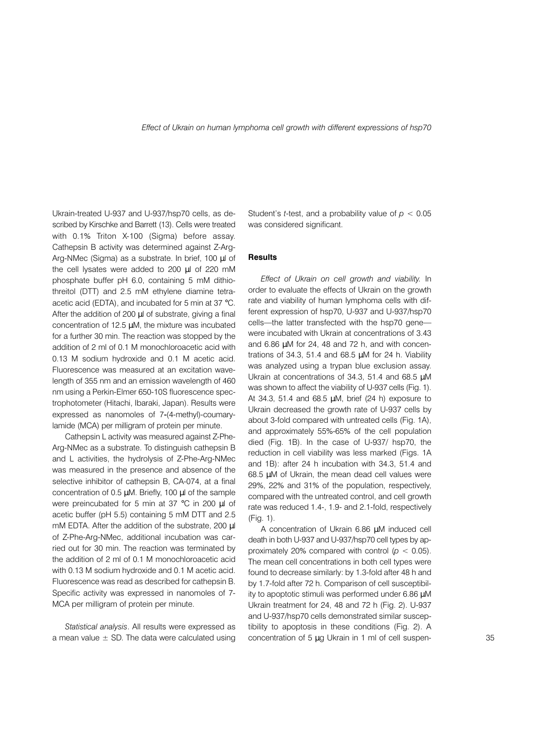Ukrain-treated U-937 and U-937/hsp70 cells, as described by Kirschke and Barrett (13). Cells were treated with 0.1% Triton X-100 (Sigma) before assay. Cathepsin B activity was determined against Z-Arg-Arg-NMec (Sigma) as a substrate. In brief, 100 μl of the cell lysates were added to 200 μl of 220 mM phosphate buffer pH 6.0, containing 5 mM dithiothreitol (DTT) and 2.5 mM ethylene diamine tetraacetic acid (EDTA), and incubated for 5 min at 37 °C. After the addition of 200 μl of substrate, giving a final concentration of 12.5 μM, the mixture was incubated for a further 30 min. The reaction was stopped by the addition of 2 ml of 0.1 M monochloroacetic acid with 0.13 M sodium hydroxide and 0.1 M acetic acid. Fluorescence was measured at an excitation wavelength of 355 nm and an emission wavelength of 460 nm using a Perkin-Elmer 650-10S fluorescence spectrophotometer (Hitachi, Ibaraki, Japan). Results were expressed as nanomoles of 7-(4-methyl)-coumarylamide (MCA) per milligram of protein per minute.

Cathepsin L activity was measured against Z-Phe-Arg-NMec as a substrate. To distinguish cathepsin B and L activities, the hydrolysis of Z-Phe-Arg-NMec was measured in the presence and absence of the selective inhibitor of cathepsin B, CA-074, at a final concentration of 0.5 μM. Briefly, 100 μl of the sample were preincubated for 5 min at 37 °C in 200 μl of acetic buffer (pH 5.5) containing 5 mM DTT and 2.5 mM EDTA. After the addition of the substrate, 200 μl of Z-Phe-Arg-NMec, additional incubation was carried out for 30 min. The reaction was terminated by the addition of 2 ml of 0.1 M monochloroacetic acid with 0.13 M sodium hydroxide and 0.1 M acetic acid. Fluorescence was read as described for cathepsin B. Specific activity was expressed in nanomoles of 7-MCA per milligram of protein per minute.

*Statistical analysis*. All results were expressed as a mean value ± SD. The data were calculated using Student's *t*-test, and a probability value of $p < 0.05$ was considered significant.

### Results

*Effect of Ukrain on cell growth and viability.* In order to evaluate the effects of Ukrain on the growth rate and viability of human lymphoma cells with different expression of hsp70, U-937 and U-937/hsp70 cells—the latter transfected with the hsp70 gene—were incubated with Ukrain at concentrations of 3.43 and 6.86 μM for 24, 48 and 72 h, and with concentrations of 34.3, 51.4 and 68.5 μM for 24 h. Viability was analyzed using a trypan blue exclusion assay. Ukrain at concentrations of 34.3, 51.4 and 68.5 μM was shown to affect the viability of U-937 cells (Fig. 1). At 34.3, 51.4 and 68.5 μM, brief (24 h) exposure to Ukrain decreased the growth rate of U-937 cells by about 3-fold compared with untreated cells (Fig. 1A), and approximately 55%-65% of the cell population died (Fig. 1B). In the case of U-937/ hsp70, the reduction in cell viability was less marked (Figs. 1A and 1B): after 24 h incubation with 34.3, 51.4 and 68.5 μM of Ukrain, the mean dead cell values were 29%, 22% and 31% of the population, respectively, compared with the untreated control, and cell growth rate was reduced 1.4-, 1.9- and 2.1-fold, respectively (Fig. 1).

A concentration of Ukrain 6.86 μM induced cell death in both U-937 and U-937/hsp70 cell types by approximately 20% compared with control ($p < 0.05$). The mean cell concentrations in both cell types were found to decrease similarly: by 1.3-fold after 48 h and by 1.7-fold after 72 h. Comparison of cell susceptibility to apoptotic stimuli was performed under 6.86 μM Ukrain treatment for 24, 48 and 72 h (Fig. 2). U-937 and U-937/hsp70 cells demonstrated similar susceptibility to apoptosis in these conditions (Fig. 2). A concentration of 5 μg Ukrain in 1 ml of cell suspen-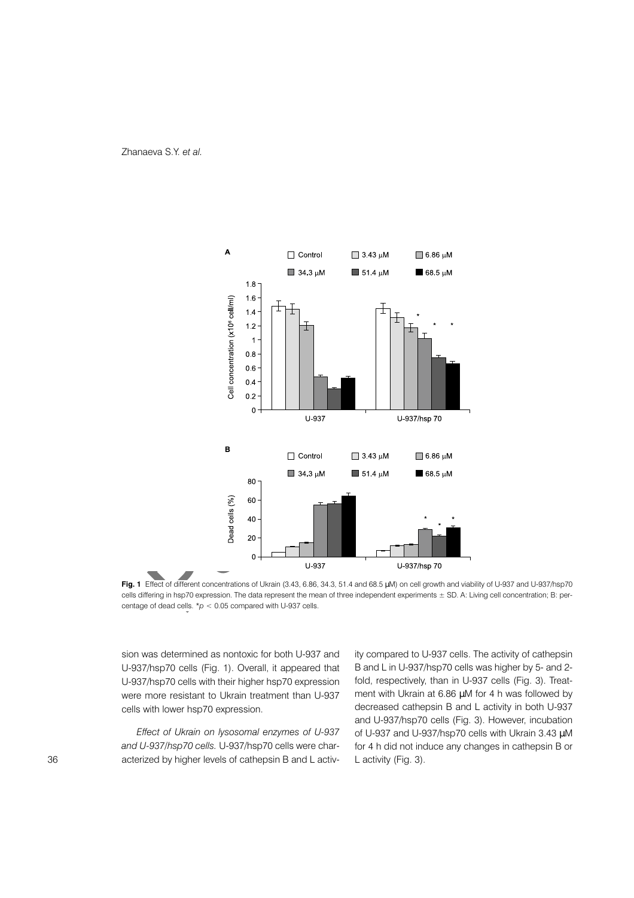**Fig. 1** Effect of different concentrations of Ukrain (3.43, 6.86, 34.3, 51.4 and 68.5 μM) on cell growth and viability of U-937 and U-937/hsp70 cells differing in hsp70 expression. The data represent the mean of three independent experiments ± SD. A: Living cell concentration; B: percentage of dead cells. $^*p < 0.05$ compared with U-937 cells.

sion was determined as nontoxic for both U-937 and U-937/hsp70 cells (Fig. 1). Overall, it appeared that U-937/hsp70 cells with their higher hsp70 expression were more resistant to Ukrain treatment than U-937 cells with lower hsp70 expression.

*Effect of Ukrain on lysosomal enzymes of U-937 and U-937/hsp70 cells.* U-937/hsp70 cells were characterized by higher levels of cathepsin B and L activity compared to U-937 cells. The activity of cathepsin B and L in U-937/hsp70 cells was higher by 5- and 2-fold, respectively, than in U-937 cells (Fig. 3). Treatment with Ukrain at 6.86 μM for 4 h was followed by decreased cathepsin B and L activity in both U-937 and U-937/hsp70 cells (Fig. 3). However, incubation of U-937 and U-937/hsp70 cells with Ukrain 3.43 μM for 4 h did not induce any changes in cathepsin B or L activity (Fig. 3).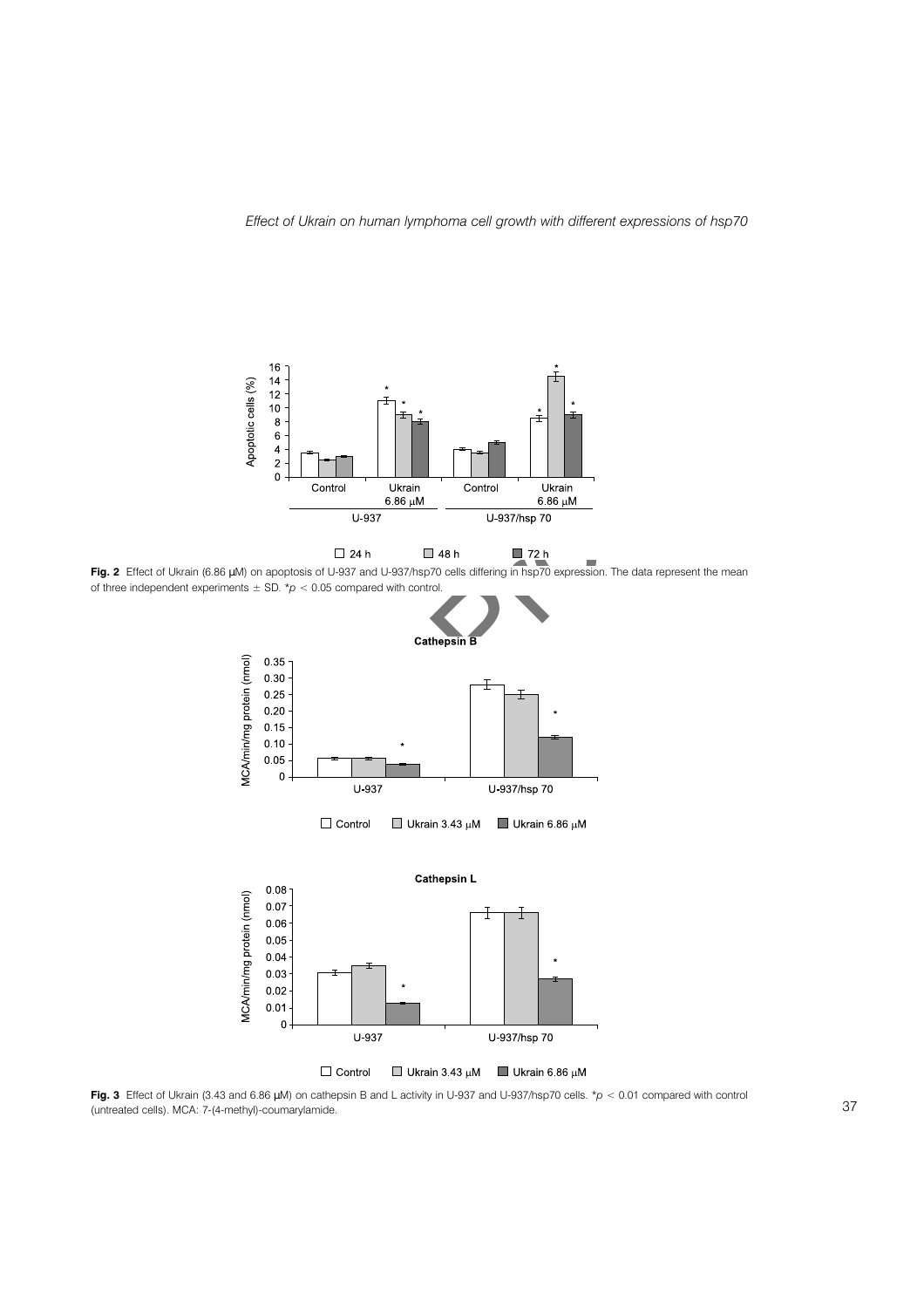**Fig. 2** Effect of Ukrain (6.86 μM) on apoptosis of U-937 and U-937/hsp70 cells differing in hsp70 expression. The data represent the mean of three independent experiments ± SD. *$p < 0.05$ compared with control.

**Fig. 3** Effect of Ukrain (3.43 and 6.86 μM) on cathepsin B and L activity in U-937 and U-937/hsp70 cells. *$p < 0.01$ compared with control (untreated cells). MCA: 7-(4-methyl)-coumarylamide.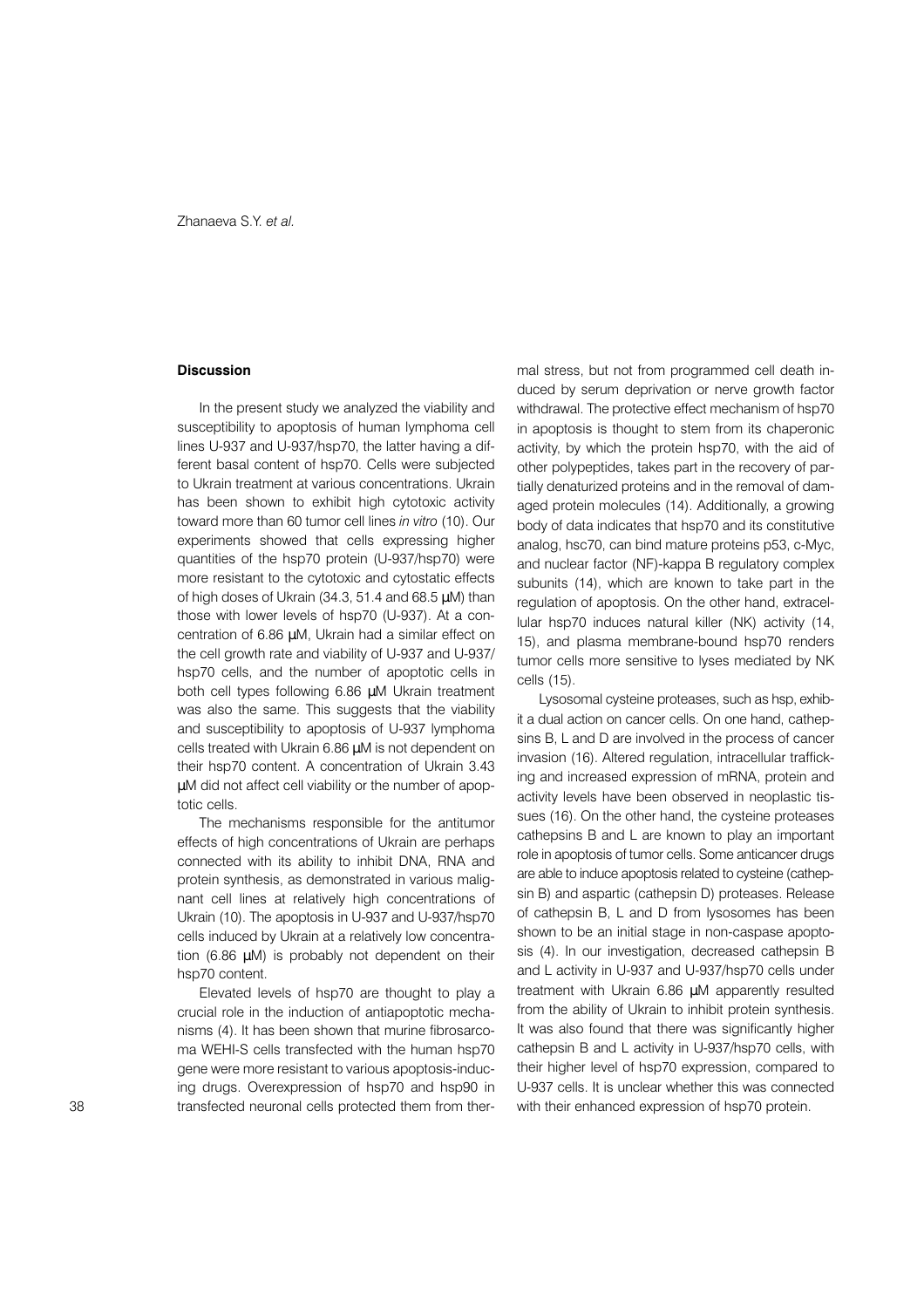## Discussion

In the present study we analyzed the viability and susceptibility to apoptosis of human lymphoma cell lines U-937 and U-937/hsp70, the latter having a different basal content of hsp70. Cells were subjected to Ukrain treatment at various concentrations. Ukrain has been shown to exhibit high cytotoxic activity toward more than 60 tumor cell lines *in vitro* (10). Our experiments showed that cells expressing higher quantities of the hsp70 protein (U-937/hsp70) were more resistant to the cytotoxic and cytostatic effects of high doses of Ukrain (34.3, 51.4 and 68.5 μM) than those with lower levels of hsp70 (U-937). At a concentration of 6.86 μM, Ukrain had a similar effect on the cell growth rate and viability of U-937 and U-937/hsp70 cells, and the number of apoptotic cells in both cell types following 6.86 μM Ukrain treatment was also the same. This suggests that the viability and susceptibility to apoptosis of U-937 lymphoma cells treated with Ukrain 6.86 μM is not dependent on their hsp70 content. A concentration of Ukrain 3.43 μM did not affect cell viability or the number of apoptotic cells.

The mechanisms responsible for the antitumor effects of high concentrations of Ukrain are perhaps connected with its ability to inhibit DNA, RNA and protein synthesis, as demonstrated in various malignant cell lines at relatively high concentrations of Ukrain (10). The apoptosis in U-937 and U-937/hsp70 cells induced by Ukrain at a relatively low concentration (6.86 μM) is probably not dependent on their hsp70 content.

Elevated levels of hsp70 are thought to play a crucial role in the induction of antiapoptotic mechanisms (4). It has been shown that murine fibrosarcoma WEHI-S cells transfected with the human hsp70 gene were more resistant to various apoptosis-inducing drugs. Overexpression of hsp70 and hsp90 in transfected neuronal cells protected them from thermal stress, but not from programmed cell death induced by serum deprivation or nerve growth factor withdrawal. The protective effect mechanism of hsp70 in apoptosis is thought to stem from its chaperonic activity, by which the protein hsp70, with the aid of other polypeptides, takes part in the recovery of partially denaturized proteins and in the removal of damaged protein molecules (14). Additionally, a growing body of data indicates that hsp70 and its constitutive analog, hsc70, can bind mature proteins p53, c-Myc, and nuclear factor (NF)-kappa B regulatory complex subunits (14), which are known to take part in the regulation of apoptosis. On the other hand, extracellular hsp70 induces natural killer (NK) activity (14, 15), and plasma membrane-bound hsp70 renders tumor cells more sensitive to lyses mediated by NK cells (15).

Lysosomal cysteine proteases, such as hsp, exhibit a dual action on cancer cells. On one hand, cathepsins B, L and D are involved in the process of cancer invasion (16). Altered regulation, intracellular trafficking and increased expression of mRNA, protein and activity levels have been observed in neoplastic tissues (16). On the other hand, the cysteine proteases cathepsins B and L are known to play an important role in apoptosis of tumor cells. Some anticancer drugs are able to induce apoptosis related to cysteine (cathepsin B) and aspartic (cathepsin D) proteases. Release of cathepsin B, L and D from lysosomes has been shown to be an initial stage in non-caspase apoptosis (4). In our investigation, decreased cathepsin B and L activity in U-937 and U-937/hsp70 cells under treatment with Ukrain 6.86 μM apparently resulted from the ability of Ukrain to inhibit protein synthesis. It was also found that there was significantly higher cathepsin B and L activity in U-937/hsp70 cells, with their higher level of hsp70 expression, compared to U-937 cells. It is unclear whether this was connected with their enhanced expression of hsp70 protein.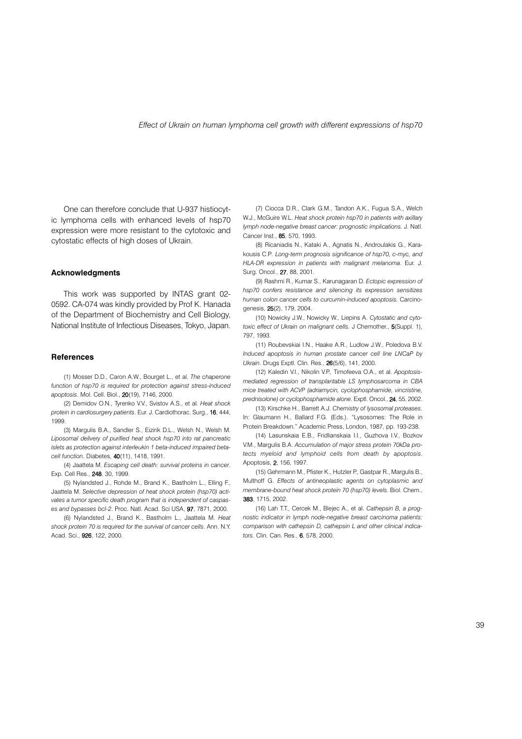One can therefore conclude that U-937 histiocytic lymphoma cells with enhanced levels of hsp70 expression were more resistant to the cytotoxic and cytostatic effects of high doses of Ukrain.

## Acknowledgments

This work was supported by INTAS grant 02-0592. CA-074 was kindly provided by Prof K. Hanada of the Department of Biochemistry and Cell Biology, National Institute of Infectious Diseases, Tokyo, Japan.

## References

(1) Mosser D.D., Caron A.W., Bourget L., et al. *The chaperone function of hsp70 is required for protection against stress-induced apoptosis*. Mol. Cell. Biol., **20**(19), 7146, 2000.

(2) Demidov O.N., Tyrenko V.V., Svistov A.S., et al. *Heat shock protein in cardiosurgery patients*. Eur. J. Cardiothorac. Surg., **16**, 444, 1999.

(3) Margulis B.A., Sandler S., Eizirik D.L., Welsh N., Welsh M. *Liposomal delivery of purified heat shock hsp70 into rat pancreatic islets as protection against interleukin 1 beta-induced impaired beta-cell function*. Diabetes, **40**(11), 1418, 1991.

(4) Jaattela M. *Escaping cell death: survival proteins in cancer*. Exp. Cell Res., **248**, 30, 1999.

(5) Nylandsted J., Rohde M., Brand K., Bastholm L., Elling F., Jaattela M. *Selective depression of heat shock protein (hsp70) activates a tumor specific death program that is independent of caspases and bypasses bcl-2*. Proc. Natl. Acad. Sci USA, **97**, 7871, 2000.

(6) Nylandsted J., Brand K., Bastholm L., Jaattela M. *Heat shock protein 70 is required for the survival of cancer cells*. Ann. N.Y. Acad. Sci., **926**, 122, 2000.

(7) Ciocca D.R., Clark G.M., Tandon A.K., Fugua S.A., Welch W.J., McGuire W.L. *Heat shock protein hsp70 in patients with axillary lymph node-negative breast cancer: prognostic implications*. J. Natl. Cancer Inst., **85**, 570, 1993.

(8) Ricaniadis N., Kataki A., Agnatis N., Androulakis G., Karakousis C.P. *Long-term prognosis significance of hsp70, c-myc, and HLA-DR expression in patients with malignant melanoma*. Eur. J. Surg. Oncol., **27**, 88, 2001.

(9) Rashmi R., Kumar S., Karunagaran D. *Ectopic expression of hsp70 confers resistance and silencing its expression sensitizes human colon cancer cells to curcumin-induced apoptosis*. Carcinogenesis, **25**(2), 179, 2004.

(10) Nowicky J.W., Nowicky W., Liepins A. *Cytostatic and cytotoxic effect of Ukrain on malignant cells*. J Chemother., **5**(Suppl. 1), 797, 1993.

(11) Roubevskiai I.N., Haake A.R., Ludlow J.W., Poledova B.V. *Induced apoptosis in human prostate cancer cell line LNCaP by Ukrain*. Drugs Exptl. Clin. Res., **26**(5/6), 141, 2000.

(12) Kaledin V.I., Nikolin V.P., Timofeeva O.A., et al. *Apoptosis-mediated regression of transplantable LS lymphosarcoma in CBA mice treated with ACVP (adriamycin, cyclophosphamide, vincristine, prednisolone) or cyclophosphamide alone*. Exptl. Oncol., **24**, 55, 2002.

(13) Kirschke H., Barrett A.J. *Chemistry of lysosomal proteases*. In: Glaumann H., Ballard F.G. (Eds.). "Lysosomes: The Role in Protein Breakdown." Academic Press, London, 1987, pp. 193-238.

(14) Lasunskaia E.B., Fridlianskaia I.I., Guzhova I.V., Bozkov V.M., Margulis B.A. *Accumulation of major stress protein 70kDa protects myeloid and lymphoid cells from death by apoptosis*. Apoptosis, **2**, 156, 1997.

(15) Gehrmann M., Pfister K., Hutzler P., Gastpar R., Margulis B., Multhoff G. *Effects of antineoplastic agents on cytoplasmic and membrane-bound heat shock protein 70 (hsp70) levels*. Biol. Chem., **383**, 1715, 2002.

(16) Lah T.T., Cercek M., Blejec A., et al. *Cathepsin B, a prognostic indicator in lymph node-negative breast carcinoma patients: comparison with cathepsin D, cathepsin L and other clinical indicators*. Clin. Can. Res., **6**, 578, 2000.